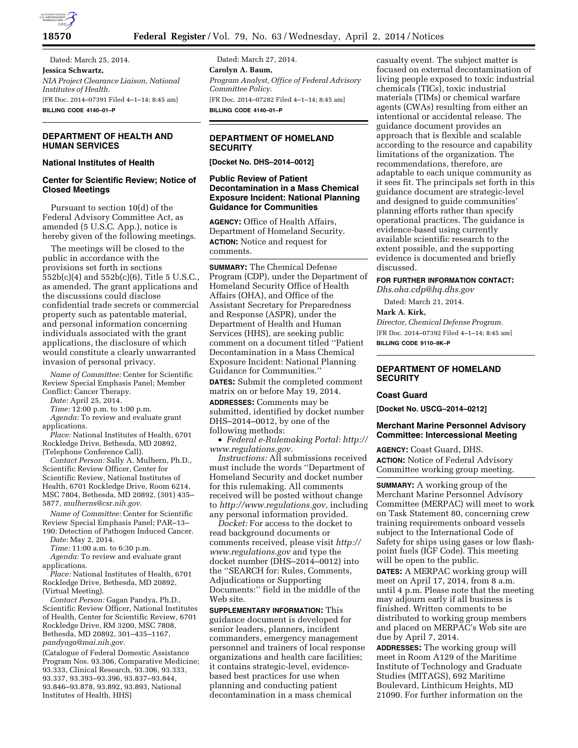Dated: March 25, 2014.

**Jessica Schwartz,**

*NIA Project Clearance Liaison, National Institutes of Health.*

[FR Doc. 2014–07391 Filed 4–1–14; 8:45 am]

**BILLING CODE 4140–01–P**

## DEPARTMENT OF HEALTH AND HUMAN SERVICES

### National Institutes of Health

### Center for Scientific Review; Notice of Closed Meetings

Pursuant to section 10(d) of the Federal Advisory Committee Act, as amended (5 U.S.C. App.), notice is hereby given of the following meetings.

The meetings will be closed to the public in accordance with the provisions set forth in sections 552b(c)(4) and 552b(c)(6), Title 5 U.S.C., as amended. The grant applications and the discussions could disclose confidential trade secrets or commercial property such as patentable material, and personal information concerning individuals associated with the grant applications, the disclosure of which would constitute a clearly unwarranted invasion of personal privacy.

*Name of Committee:* Center for Scientific Review Special Emphasis Panel; Member Conflict: Cancer Therapy.

*Date:* April 25, 2014.

*Time:* 12:00 p.m. to 1:00 p.m.

*Agenda:* To review and evaluate grant applications.

*Place:* National Institutes of Health, 6701 Rockledge Drive, Bethesda, MD 20892, (Telephone Conference Call).

*Contact Person:* Sally A. Mulhern, Ph.D., Scientific Review Officer, Center for Scientific Review, National Institutes of Health, 6701 Rockledge Drive, Room 6214, MSC 7804, Bethesda, MD 20892, (301) 435–5877, *mulherns@csr.nih.gov*.

*Name of Committee:* Center for Scientific Review Special Emphasis Panel; PAR–13–190: Detection of Pathogen Induced Cancer.

*Date:* May 2, 2014.

*Time:* 11:00 a.m. to 6:30 p.m.

*Agenda:* To review and evaluate grant applications.

*Place:* National Institutes of Health, 6701 Rockledge Drive, Bethesda, MD 20892, (Virtual Meeting).

*Contact Person:* Gagan Pandya, Ph.D., Scientific Review Officer, National Institutes of Health, Center for Scientific Review, 6701 Rockledge Drive, RM 3200, MSC 7808, Bethesda, MD 20892, 301–435–1167, *pandyaga@mai.nih.gov*.

(Catalogue of Federal Domestic Assistance Program Nos. 93.306, Comparative Medicine; 93.333, Clinical Research, 93.306, 93.333, 93.337, 93.393–93.396, 93.837–93.844, 93.846–93.878, 93.892, 93.893, National Institutes of Health, HHS)

Dated: March 27, 2014.

**Carolyn A. Baum,**

*Program Analyst, Office of Federal Advisory Committee Policy.*

[FR Doc. 2014–07282 Filed 4–1–14; 8:45 am]

**BILLING CODE 4140–01–P**

## DEPARTMENT OF HOMELAND SECURITY

**[Docket No. DHS–2014–0012]**

### Public Review of Patient Decontamination in a Mass Chemical Exposure Incident: National Planning Guidance for Communities

**AGENCY:** Office of Health Affairs, Department of Homeland Security.

**ACTION:** Notice and request for comments.

**SUMMARY:** The Chemical Defense Program (CDP), under the Department of Homeland Security Office of Health Affairs (OHA), and Office of the Assistant Secretary for Preparedness and Response (ASPR), under the Department of Health and Human Services (HHS), are seeking public comment on a document titled ''Patient Decontamination in a Mass Chemical Exposure Incident: National Planning Guidance for Communities.''

**DATES:** Submit the completed comment matrix on or before May 19, 2014.

**ADDRESSES:** Comments may be submitted, identified by docket number DHS–2014–0012, by one of the following methods:

- *Federal e-Rulemaking Portal: http://www.regulations.gov.*

*Instructions:* All submissions received must include the words ''Department of Homeland Security and docket number for this rulemaking. All comments received will be posted without change to *http://www.regulations.gov,* including any personal information provided.

*Docket:* For access to the docket to read background documents or comments received, please visit *http://www.regulations.gov* and type the docket number (DHS–2014–0012) into the ''SEARCH for: Rules, Comments, Adjudications or Supporting Documents:'' field in the middle of the Web site.

**SUPPLEMENTARY INFORMATION:** This guidance document is developed for senior leaders, planners, incident commanders, emergency management personnel and trainers of local response organizations and health care facilities; it contains strategic-level, evidence-based best practices for use when planning and conducting patient decontamination in a mass chemical casualty event. The subject matter is focused on external decontamination of living people exposed to toxic industrial chemicals (TICs), toxic industrial materials (TIMs) or chemical warfare agents (CWAs) resulting from either an intentional or accidental release. The guidance document provides an approach that is flexible and scalable according to the resource and capability limitations of the organization. The recommendations, therefore, are adaptable to each unique community as it sees fit. The principals set forth in this guidance document are strategic-level and designed to guide communities' planning efforts rather than specify operational practices. The guidance is evidence-based using currently available scientific research to the extent possible, and the supporting evidence is documented and briefly discussed.

**FOR FURTHER INFORMATION CONTACT:** *Dhs.oha.cdp@hq.dhs.gov*

Dated: March 21, 2014.

**Mark A. Kirk,**

*Director, Chemical Defense Program.*

[FR Doc. 2014–07392 Filed 4–1–14; 8:45 am]

**BILLING CODE 9110–9K–P**

## DEPARTMENT OF HOMELAND SECURITY

### Coast Guard

**[Docket No. USCG–2014–0212]**

### Merchant Marine Personnel Advisory Committee: Intercessional Meeting

**AGENCY:** Coast Guard, DHS.

**ACTION:** Notice of Federal Advisory Committee working group meeting.

**SUMMARY:** A working group of the Merchant Marine Personnel Advisory Committee (MERPAC) will meet to work on Task Statement 80, concerning crew training requirements onboard vessels subject to the International Code of Safety for ships using gases or low flash-point fuels (IGF Code). This meeting will be open to the public.

**DATES:** A MERPAC working group will meet on April 17, 2014, from 8 a.m. until 4 p.m. Please note that the meeting may adjourn early if all business is finished. Written comments to be distributed to working group members and placed on MERPAC's Web site are due by April 7, 2014.

**ADDRESSES:** The working group will meet in Room A129 of the Maritime Institute of Technology and Graduate Studies (MITAGS), 692 Maritime Boulevard, Linthicum Heights, MD 21090. For further information on the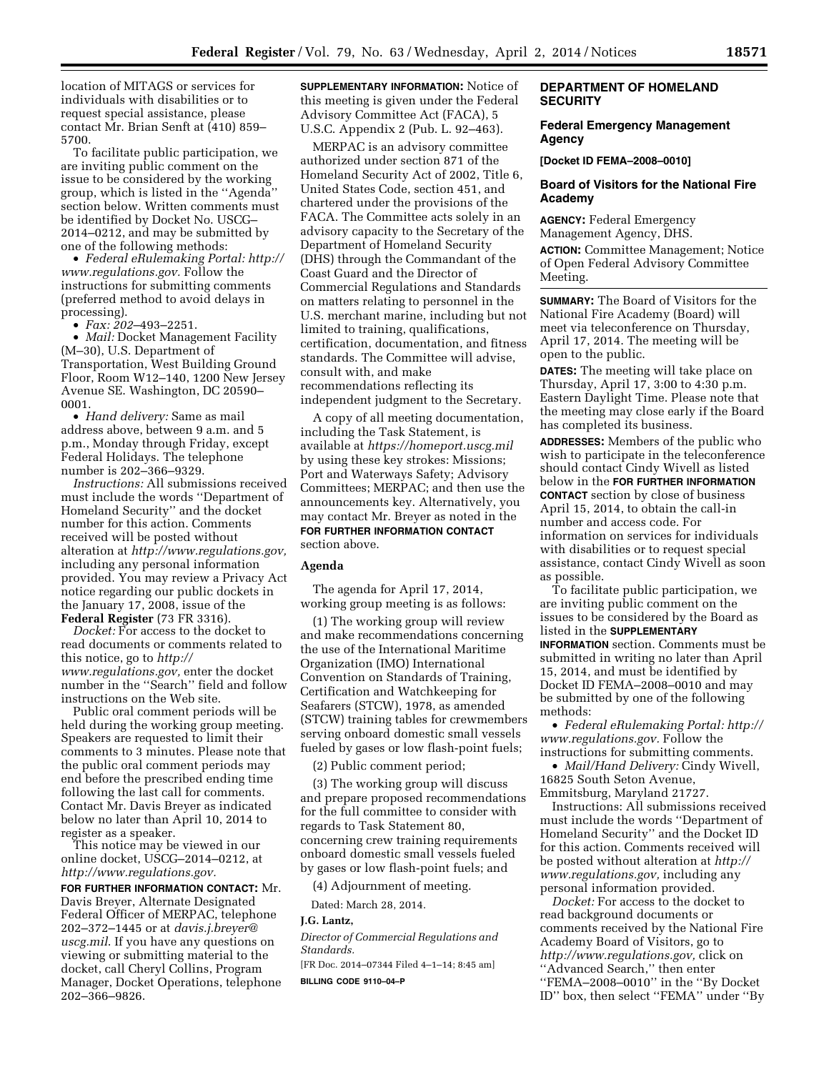location of MITAGS or services for individuals with disabilities or to request special assistance, please contact Mr. Brian Senft at (410) 859–5700.

To facilitate public participation, we are inviting public comment on the issue to be considered by the working group, which is listed in the ''Agenda'' section below. Written comments must be identified by Docket No. USCG–2014–0212, and may be submitted by one of the following methods:

- *Federal eRulemaking Portal: http://www.regulations.gov.* Follow the instructions for submitting comments (preferred method to avoid delays in processing).
- *Fax: 202*–493–2251.
- *Mail:* Docket Management Facility (M–30), U.S. Department of Transportation, West Building Ground Floor, Room W12–140, 1200 New Jersey Avenue SE. Washington, DC 20590–0001.
- *Hand delivery:* Same as mail address above, between 9 a.m. and 5 p.m., Monday through Friday, except Federal Holidays. The telephone number is 202–366–9329.

*Instructions:* All submissions received must include the words ''Department of Homeland Security'' and the docket number for this action. Comments received will be posted without alteration at *http://www.regulations.gov,* including any personal information provided. You may review a Privacy Act notice regarding our public dockets in the January 17, 2008, issue of the **Federal Register** (73 FR 3316).

*Docket:* For access to the docket to read documents or comments related to this notice, go to *http://www.regulations.gov,* enter the docket number in the ''Search'' field and follow instructions on the Web site.

Public oral comment periods will be held during the working group meeting. Speakers are requested to limit their comments to 3 minutes. Please note that the public oral comment periods may end before the prescribed ending time following the last call for comments. Contact Mr. Davis Breyer as indicated below no later than April 10, 2014 to register as a speaker.

This notice may be viewed in our online docket, USCG–2014–0212, at *http://www.regulations.gov.*

**FOR FURTHER INFORMATION CONTACT:** Mr. Davis Breyer, Alternate Designated Federal Officer of MERPAC, telephone 202–372–1445 or at *davis.j.breyer@uscg.mil*. If you have any questions on viewing or submitting material to the docket, call Cheryl Collins, Program Manager, Docket Operations, telephone 202–366–9826.

**SUPPLEMENTARY INFORMATION:** Notice of this meeting is given under the Federal Advisory Committee Act (FACA), 5 U.S.C. Appendix 2 (Pub. L. 92–463).

MERPAC is an advisory committee authorized under section 871 of the Homeland Security Act of 2002, Title 6, United States Code, section 451, and chartered under the provisions of the FACA. The Committee acts solely in an advisory capacity to the Secretary of the Department of Homeland Security (DHS) through the Commandant of the Coast Guard and the Director of Commercial Regulations and Standards on matters relating to personnel in the U.S. merchant marine, including but not limited to training, qualifications, certification, documentation, and fitness standards. The Committee will advise, consult with, and make recommendations reflecting its independent judgment to the Secretary.

A copy of all meeting documentation, including the Task Statement, is available at *https://homeport.uscg.mil* by using these key strokes: Missions; Port and Waterways Safety; Advisory Committees; MERPAC; and then use the announcements key. Alternatively, you may contact Mr. Breyer as noted in the **FOR FURTHER INFORMATION CONTACT** section above.

## Agenda

The agenda for April 17, 2014, working group meeting is as follows:

(1) The working group will review and make recommendations concerning the use of the International Maritime Organization (IMO) International Convention on Standards of Training, Certification and Watchkeeping for Seafarers (STCW), 1978, as amended (STCW) training tables for crewmembers serving onboard domestic small vessels fueled by gases or low flash-point fuels;

(2) Public comment period;

(3) The working group will discuss and prepare proposed recommendations for the full committee to consider with regards to Task Statement 80, concerning crew training requirements onboard domestic small vessels fueled by gases or low flash-point fuels; and

(4) Adjournment of meeting.

Dated: March 28, 2014.

**J.G. Lantz,**

*Director of Commercial Regulations and Standards.*

[FR Doc. 2014–07344 Filed 4–1–14; 8:45 am]

**BILLING CODE 9110–04–P**

## DEPARTMENT OF HOMELAND SECURITY

### Federal Emergency Management Agency

**[Docket ID FEMA–2008–0010]**

### Board of Visitors for the National Fire Academy

**AGENCY:** Federal Emergency Management Agency, DHS.

**ACTION:** Committee Management; Notice of Open Federal Advisory Committee Meeting.

**SUMMARY:** The Board of Visitors for the National Fire Academy (Board) will meet via teleconference on Thursday, April 17, 2014. The meeting will be open to the public.

**DATES:** The meeting will take place on Thursday, April 17, 2014, 3:00 to 4:30 p.m. Eastern Daylight Time. Please note that the meeting may close early if the Board has completed its business.

**ADDRESSES:** Members of the public who wish to participate in the teleconference should contact Cindy Wivell as listed below in the **FOR FURTHER INFORMATION CONTACT** section by close of business April 15, 2014, to obtain the call-in number and access code. For information on services for individuals with disabilities or to request special assistance, contact Cindy Wivell as soon as possible.

To facilitate public participation, we are inviting public comment on the issues to be considered by the Board as listed in the **SUPPLEMENTARY INFORMATION** section. Comments must be submitted in writing no later than April 15, 2014, and must be identified by Docket ID FEMA–2008–0010 and may be submitted by one of the following methods:

- *Federal eRulemaking Portal: http://www.regulations.gov.* Follow the instructions for submitting comments.
- *Mail/Hand Delivery:* Cindy Wivell, 16825 South Seton Avenue, Emmitsburg, Maryland 21727.

Instructions: All submissions received must include the words ''Department of Homeland Security'' and the Docket ID for this action. Comments received will be posted without alteration at *http://www.regulations.gov,* including any personal information provided.

*Docket:* For access to the docket to read background documents or comments received by the National Fire Academy Board of Visitors, go to *http://www.regulations.gov,* click on ''Advanced Search,'' then enter ''FEMA–2008–0010'' in the ''By Docket ID'' box, then select ''FEMA'' under ''By